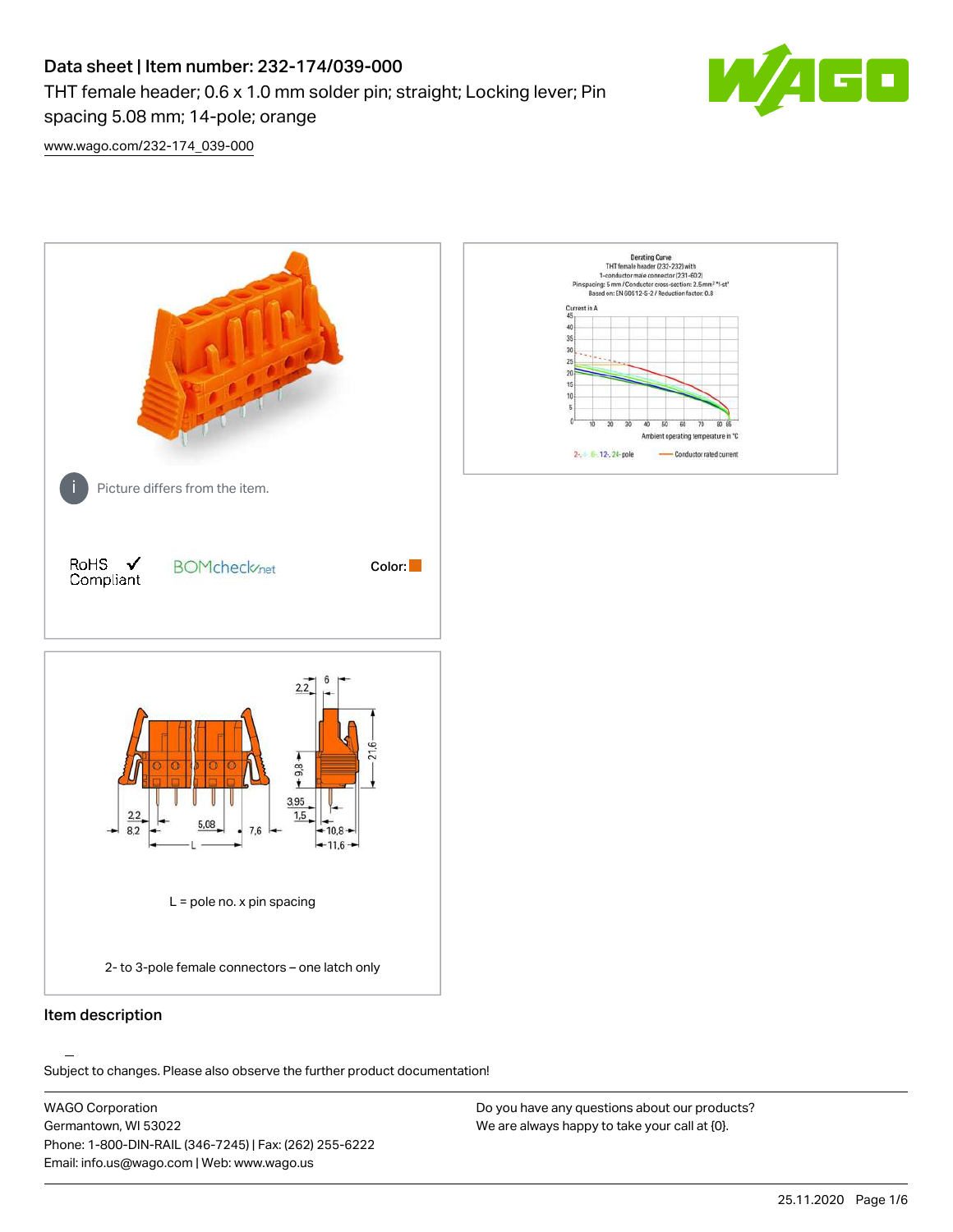# Data sheet | Item number: 232-174/039-000

THT female header; 0.6 x 1.0 mm solder pin; straight; Locking lever; Pin spacing 5.08 mm; 14-pole; orange

www.wago.com/232-174_039-000

Picture differs from the item.

RoHS Compliant

BOMcheck.net

Color:

L = pole no. x pin spacing

2- to 3-pole female connectors – one latch only

## Item description

Subject to changes. Please also observe the further product documentation!

WAGO Corporation
Germantown, WI 53022
Phone: 1-800-DIN-RAIL (346-7245) | Fax: (262) 255-6222
Email: info.us@wago.com | Web: www.wago.us

Do you have any questions about our products?
We are always happy to take your call at {0}.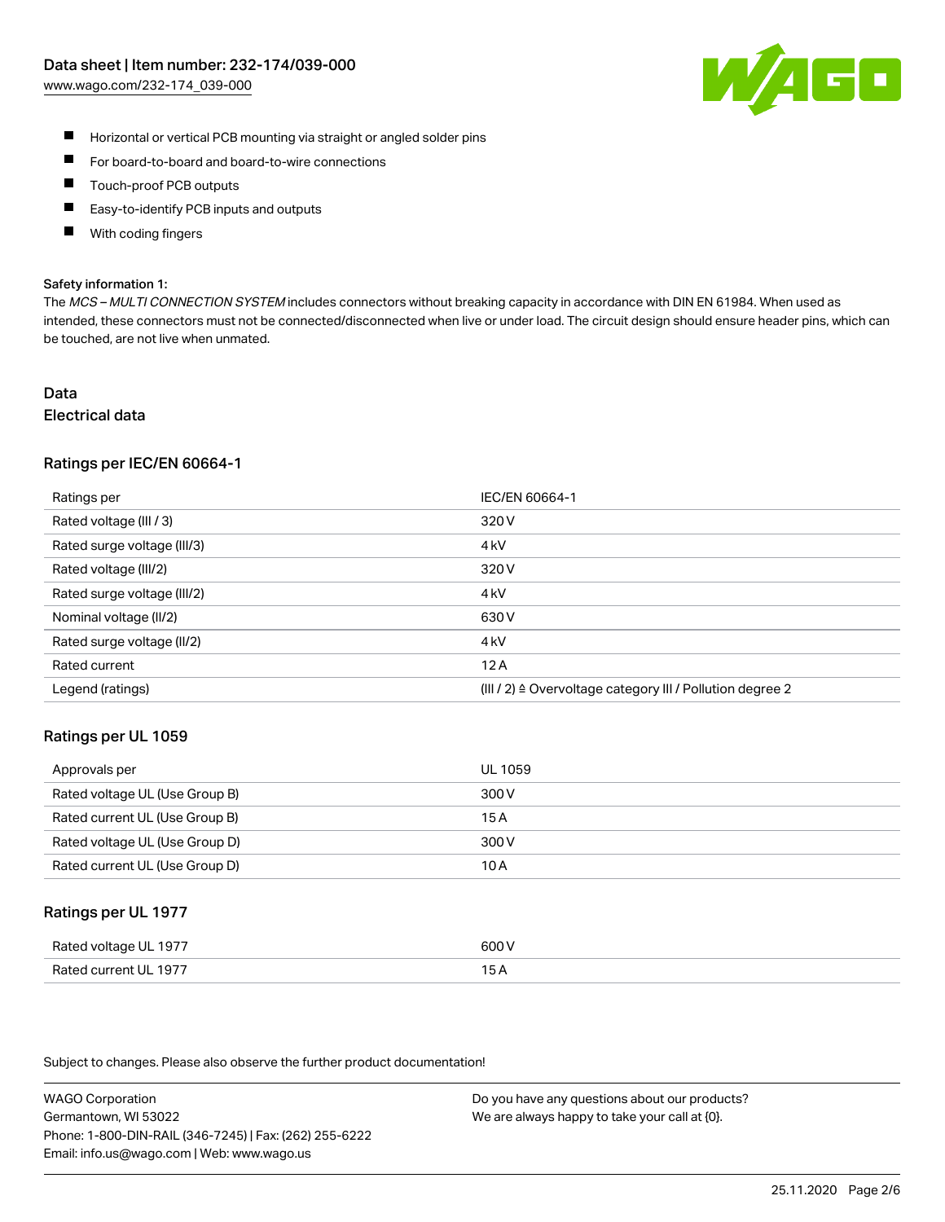- Horizontal or vertical PCB mounting via straight or angled solder pins
- For board-to-board and board-to-wire connections
- Touch-proof PCB outputs
- Easy-to-identify PCB inputs and outputs
- With coding fingers

**Safety information 1:**

The *MCS – MULTI CONNECTION SYSTEM* includes connectors without breaking capacity in accordance with DIN EN 61984. When used as intended, these connectors must not be connected/disconnected when live or under load. The circuit design should ensure header pins, which can be touched, are not live when unmated.

# Data

## Electrical data

### Ratings per IEC/EN 60664-1

| Ratings per | IEC/EN 60664-1 |
|---|---|
| Rated voltage (III / 3) | 320 V |
| Rated surge voltage (III/3) | 4 kV |
| Rated voltage (III/2) | 320 V |
| Rated surge voltage (III/2) | 4 kV |
| Nominal voltage (II/2) | 630 V |
| Rated surge voltage (II/2) | 4 kV |
| Rated current | 12 A |
| Legend (ratings) | (III / 2) ≙ Overvoltage category III / Pollution degree 2 |

### Ratings per UL 1059

| Approvals per | UL 1059 |
|---|---|
| Rated voltage UL (Use Group B) | 300 V |
| Rated current UL (Use Group B) | 15 A |
| Rated voltage UL (Use Group D) | 300 V |
| Rated current UL (Use Group D) | 10 A |

### Ratings per UL 1977

| Rated voltage UL 1977 | 600 V |
|---|---|
| Rated current UL 1977 | 15 A |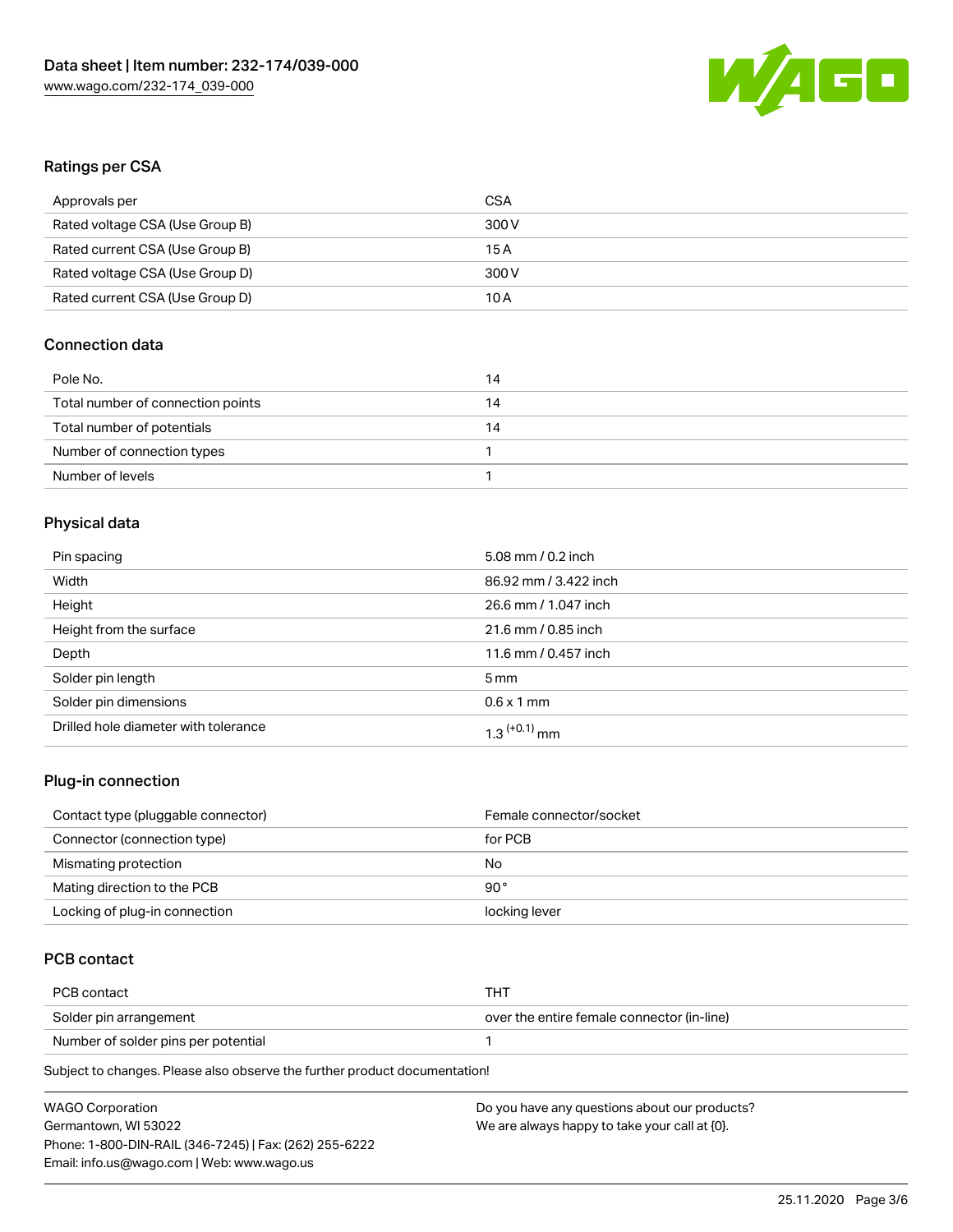## Ratings per CSA

| Approvals per | CSA |
| --- | --- |
| Rated voltage CSA (Use Group B) | 300 V |
| Rated current CSA (Use Group B) | 15 A |
| Rated voltage CSA (Use Group D) | 300 V |
| Rated current CSA (Use Group D) | 10 A |

## Connection data

| Pole No. | 14 |
| --- | --- |
| Total number of connection points | 14 |
| Total number of potentials | 14 |
| Number of connection types | 1 |
| Number of levels | 1 |

## Physical data

| Pin spacing | 5.08 mm / 0.2 inch |
| --- | --- |
| Width | 86.92 mm / 3.422 inch |
| Height | 26.6 mm / 1.047 inch |
| Height from the surface | 21.6 mm / 0.85 inch |
| Depth | 11.6 mm / 0.457 inch |
| Solder pin length | 5 mm |
| Solder pin dimensions | 0.6 x 1 mm |
| Drilled hole diameter with tolerance | $1.3^{(+0.1)}$ mm |

## Plug-in connection

| Contact type (pluggable connector) | Female connector/socket |
| --- | --- |
| Connector (connection type) | for PCB |
| Mismating protection | No |
| Mating direction to the PCB | 90° |
| Locking of plug-in connection | locking lever |

## PCB contact

| PCB contact | THT |
| --- | --- |
| Solder pin arrangement | over the entire female connector (in-line) |
| Number of solder pins per potential | 1 |

Subject to changes. Please also observe the further product documentation!

WAGO Corporation
Germantown, WI 53022
Phone: 1-800-DIN-RAIL (346-7245) | Fax: (262) 255-6222
Email: info.us@wago.com | Web: www.wago.us

Do you have any questions about our products?
We are always happy to take your call at {0}.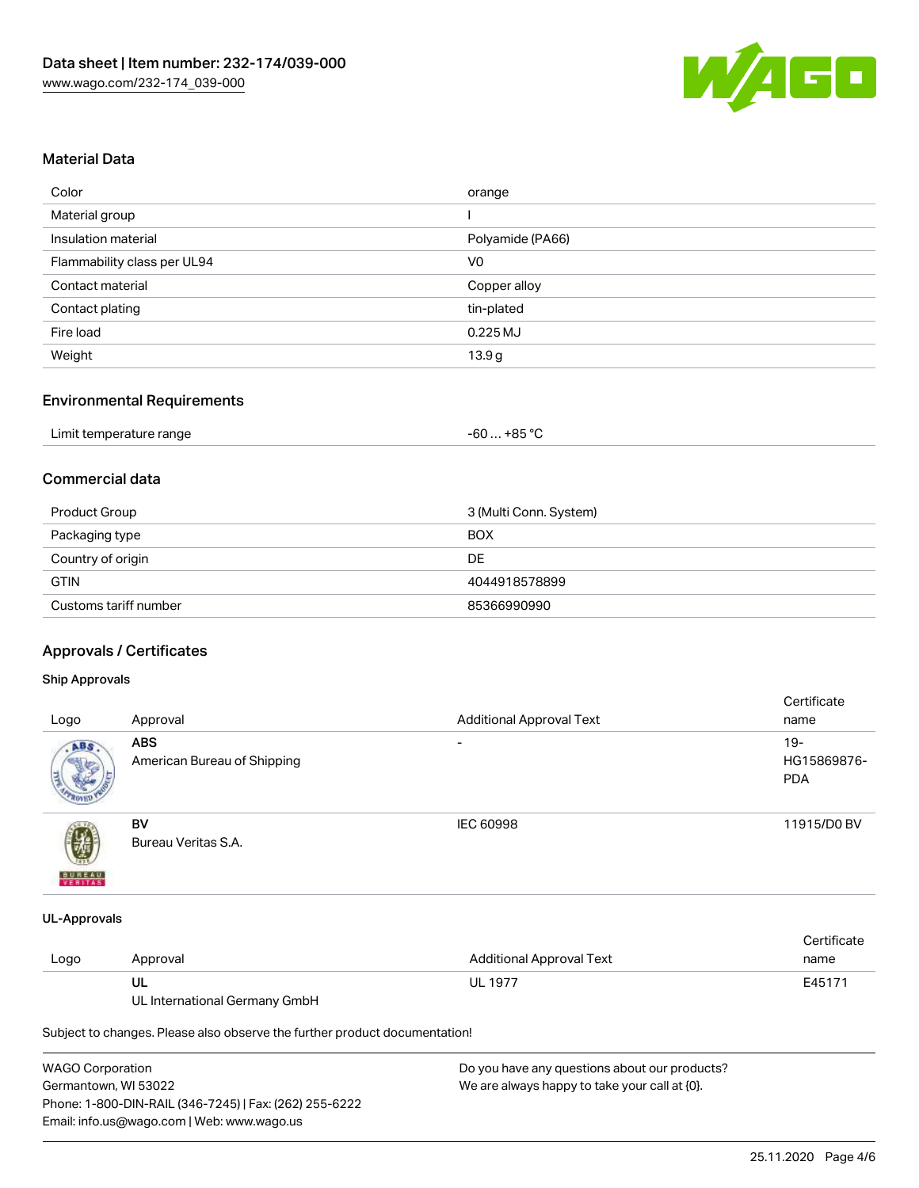## Material Data

| | |
|---|---|
| Color | orange |
| Material group | I |
| Insulation material | Polyamide (PA66) |
| Flammability class per UL94 | V0 |
| Contact material | Copper alloy |
| Contact plating | tin-plated |
| Fire load | 0.225 MJ |
| Weight | 13.9 g |

## Environmental Requirements

| | |
|---|---|
| Limit temperature range | -60 … +85 °C |

## Commercial data

| | |
|---|---|
| Product Group | 3 (Multi Conn. System) |
| Packaging type | BOX |
| Country of origin | DE |
| GTIN | 4044918578899 |
| Customs tariff number | 85366990990 |

## Approvals / Certificates

### Ship Approvals

| Logo | Approval | Additional Approval Text | Certificate name |
|---|---|---|---|
| | **ABS** American Bureau of Shipping | - | 19-HG15869876-PDA |
| | **BV** Bureau Veritas S.A. | IEC 60998 | 11915/D0 BV |

### UL-Approvals

| Logo | Approval | Additional Approval Text | Certificate name |
|---|---|---|---|
| | **UL** UL International Germany GmbH | UL 1977 | E45171 |

Subject to changes. Please also observe the further product documentation!

WAGO Corporation
Germantown, WI 53022
Phone: 1-800-DIN-RAIL (346-7245) | Fax: (262) 255-6222
Email: info.us@wago.com | Web: www.wago.us

Do you have any questions about our products?
We are always happy to take your call at {0}.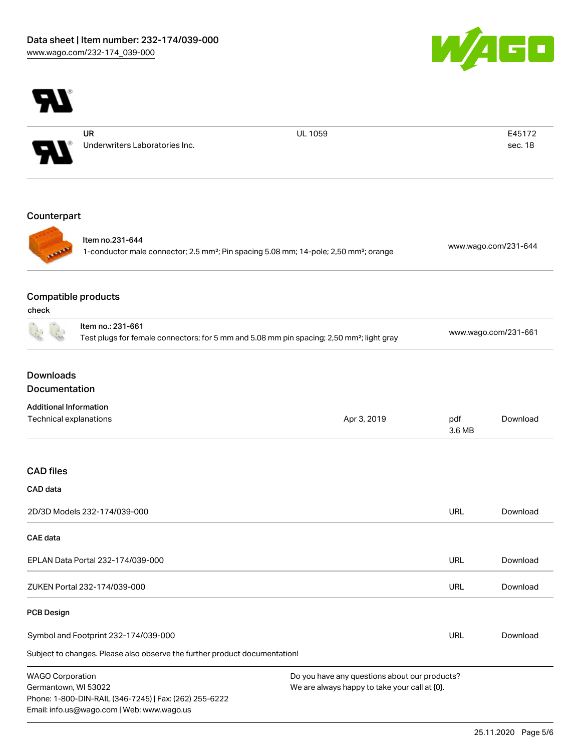| | UR<br>Underwriters Laboratories Inc. | UL 1059 | E45172<br>sec. 18 |
|---|---|---|---|

## Counterpart

| Item no.231-644<br>1-conductor male connector; 2.5 mm²; Pin spacing 5.08 mm; 14-pole; 2,50 mm²; orange | www.wago.com/231-644 |
|---|---|

## Compatible products

check

| Item no.: 231-661<br>Test plugs for female connectors; for 5 mm and 5.08 mm pin spacing; 2,50 mm²; light gray | www.wago.com/231-661 |
|---|---|

## Downloads
## Documentation

**Additional Information**

| Technical explanations | Apr 3, 2019 | pdf<br>3.6 MB | Download |
|---|---|---|---|

## CAD files

**CAD data**

| 2D/3D Models 232-174/039-000 | URL | Download |
|---|---|---|

**CAE data**

| EPLAN Data Portal 232-174/039-000 | URL | Download |
|---|---|---|
| ZUKEN Portal 232-174/039-000 | URL | Download |

**PCB Design**

| Symbol and Footprint 232-174/039-000 | URL | Download |
|---|---|---|

Subject to changes. Please also observe the further product documentation!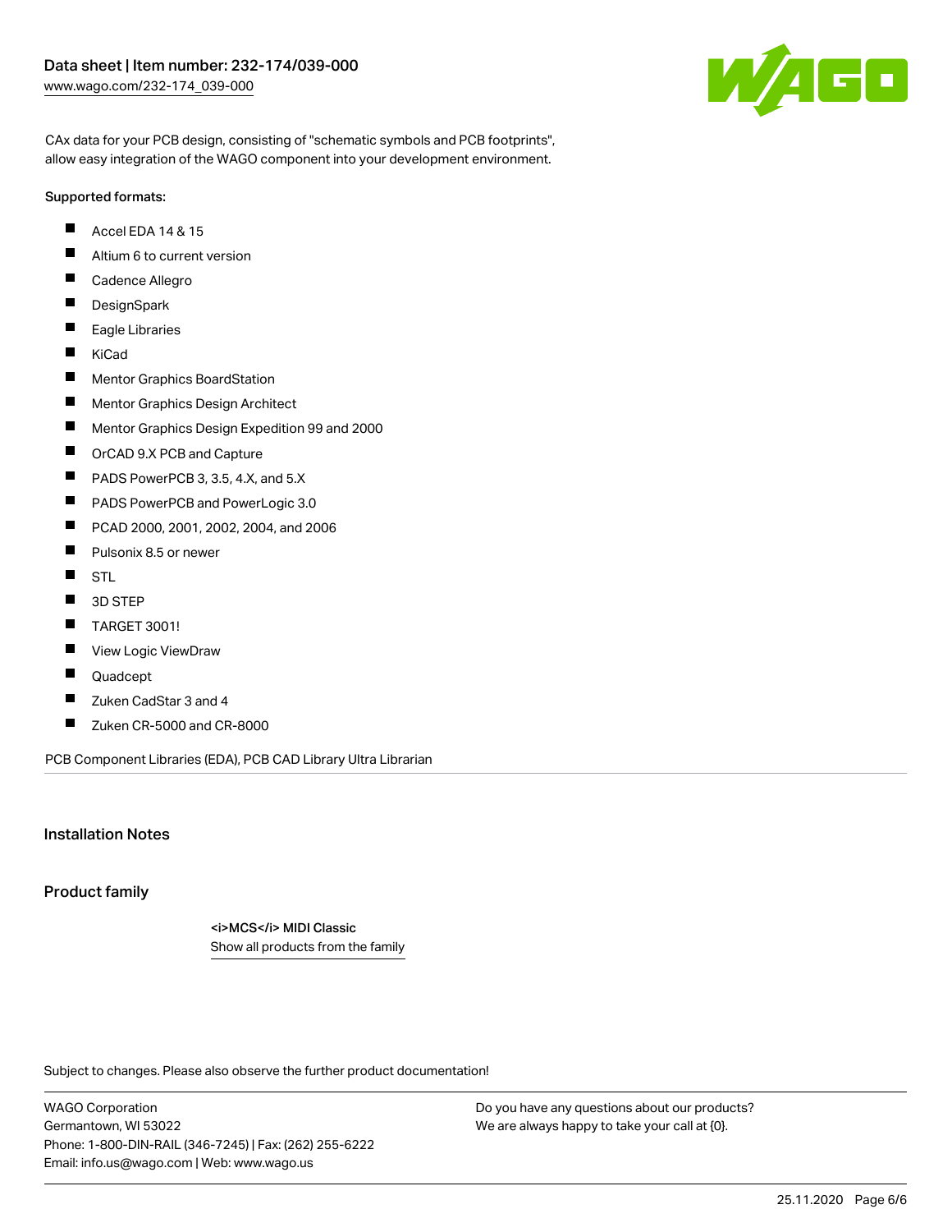CAx data for your PCB design, consisting of "schematic symbols and PCB footprints", allow easy integration of the WAGO component into your development environment.

Supported formats:

- Accel EDA 14 & 15
- Altium 6 to current version
- Cadence Allegro
- DesignSpark
- Eagle Libraries
- KiCad
- Mentor Graphics BoardStation
- Mentor Graphics Design Architect
- Mentor Graphics Design Expedition 99 and 2000
- OrCAD 9.X PCB and Capture
- PADS PowerPCB 3, 3.5, 4.X, and 5.X
- PADS PowerPCB and PowerLogic 3.0
- PCAD 2000, 2001, 2002, 2004, and 2006
- Pulsonix 8.5 or newer
- STL
- 3D STEP
- TARGET 3001!
- View Logic ViewDraw
- Quadcept
- Zuken CadStar 3 and 4
- Zuken CR-5000 and CR-8000

PCB Component Libraries (EDA), PCB CAD Library Ultra Librarian

## Installation Notes

## Product family

<i>MCS</i> MIDI Classic
Show all products from the family

Subject to changes. Please also observe the further product documentation!

WAGO Corporation
Germantown, WI 53022
Phone: 1-800-DIN-RAIL (346-7245) | Fax: (262) 255-6222
Email: info.us@wago.com | Web: www.wago.us

Do you have any questions about our products?
We are always happy to take your call at {0}.